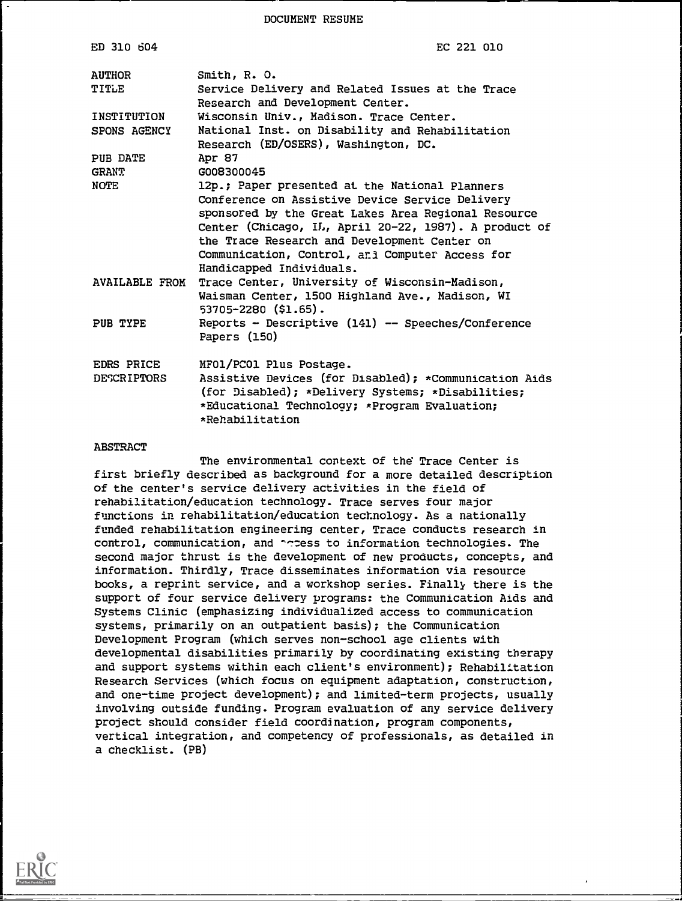DOCUMENT RESUME

| | |
|---|---|
| ED 310 604 | EC 221 010 |
| AUTHOR | Smith, R. O. |
| TITLE | Service Delivery and Related Issues at the Trace Research and Development Center. |
| INSTITUTION | Wisconsin Univ., Madison. Trace Center. |
| SPONS AGENCY | National Inst. on Disability and Rehabilitation Research (ED/OSERS), Washington, DC. |
| PUB DATE | Apr 87 |
| GRANT | G008300045 |
| NOTE | 12p.; Paper presented at the National Planners Conference on Assistive Device Service Delivery sponsored by the Great Lakes Area Regional Resource Center (Chicago, IL, April 20-22, 1987). A product of the Trace Research and Development Center on Communication, Control, and Computer Access for Handicapped Individuals. |
| AVAILABLE FROM | Trace Center, University of Wisconsin-Madison, Waisman Center, 1500 Highland Ave., Madison, WI 53705-2280 ($1.65). |
| PUB TYPE | Reports - Descriptive (141) -- Speeches/Conference Papers (150) |
| EDRS PRICE | MF01/PC01 Plus Postage. |
| DESCRIPTORS | Assistive Devices (for Disabled); *Communication Aids (for Disabled); *Delivery Systems; *Disabilities; *Educational Technology; *Program Evaluation; *Rehabilitation |

ABSTRACT

The environmental context of the Trace Center is first briefly described as background for a more detailed description of the center's service delivery activities in the field of rehabilitation/education technology. Trace serves four major functions in rehabilitation/education technology. As a nationally funded rehabilitation engineering center, Trace conducts research in control, communication, and access to information technologies. The second major thrust is the development of new products, concepts, and information. Thirdly, Trace disseminates information via resource books, a reprint service, and a workshop series. Finally there is the support of four service delivery programs: the Communication Aids and Systems Clinic (emphasizing individualized access to communication systems, primarily on an outpatient basis); the Communication Development Program (which serves non-school age clients with developmental disabilities primarily by coordinating existing therapy and support systems within each client's environment); Rehabilitation Research Services (which focus on equipment adaptation, construction, and one-time project development); and limited-term projects, usually involving outside funding. Program evaluation of any service delivery project should consider field coordination, program components, vertical integration, and competency of professionals, as detailed in a checklist. (PB)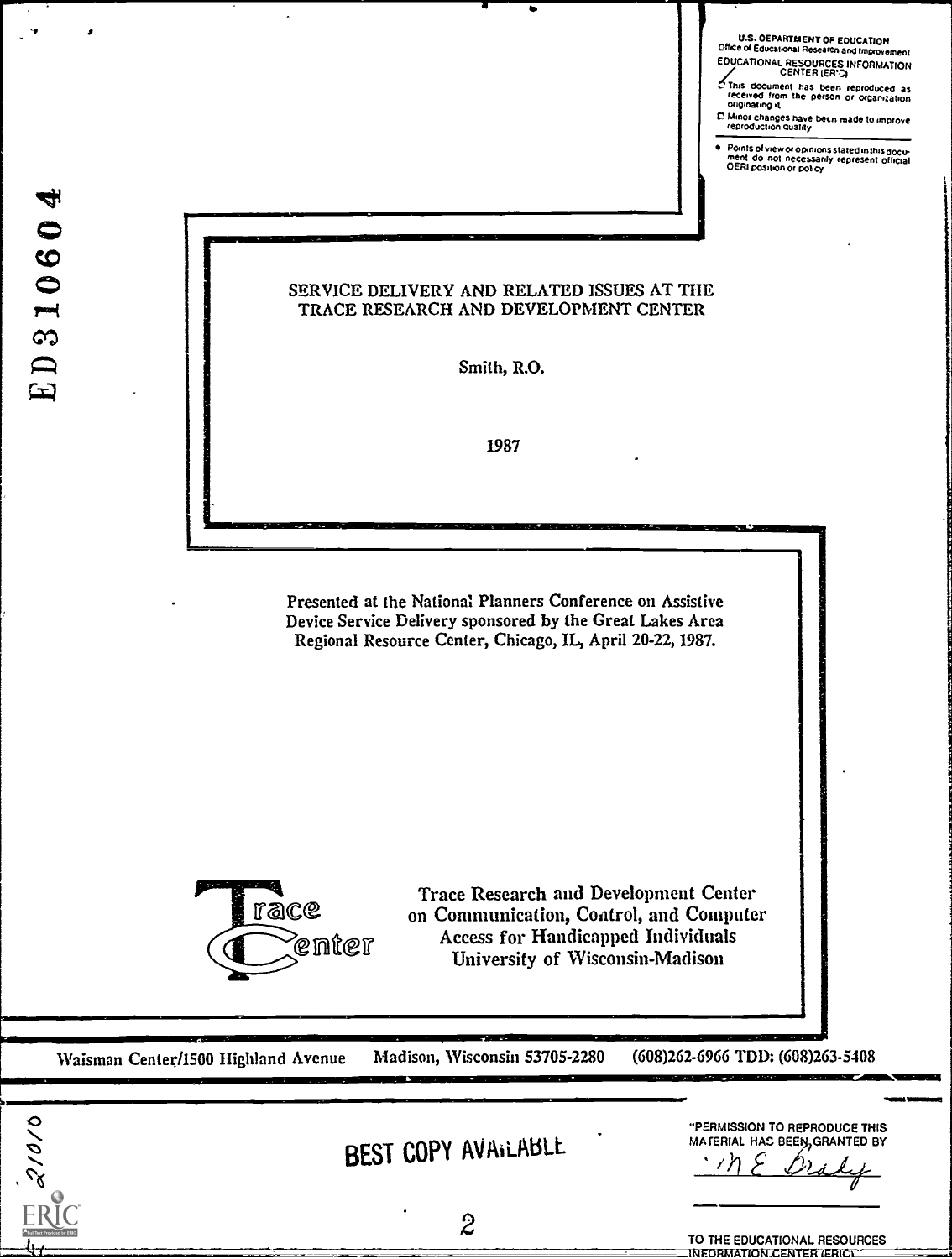U.S. DEPARTMENT OF EDUCATION
Office of Educational Research and Improvement
EDUCATIONAL RESOURCES INFORMATION CENTER (ERIC)

- This document has been reproduced as received from the person or organization originating it.
- Minor changes have been made to improve reproduction quality

- Points of view or opinions stated in this document do not necessarily represent official OERI position or policy

ED310604

# SERVICE DELIVERY AND RELATED ISSUES AT THE TRACE RESEARCH AND DEVELOPMENT CENTER

Smith, R.O.

1987

Presented at the National Planners Conference on Assistive Device Service Delivery sponsored by the Great Lakes Area Regional Resource Center, Chicago, IL, April 20-22, 1987.

Trace Center

Trace Research and Development Center
on Communication, Control, and Computer
Access for Handicapped Individuals
University of Wisconsin-Madison

Waisman Center/1500 Highland Avenue Madison, Wisconsin 53705-2280 (608)262-6966 TDD: (608)263-5408

BEST COPY AVAILABLE

"PERMISSION TO REPRODUCE THIS MATERIAL HAS BEEN GRANTED BY
M E Brady

TO THE EDUCATIONAL RESOURCES INFORMATION CENTER (ERIC)."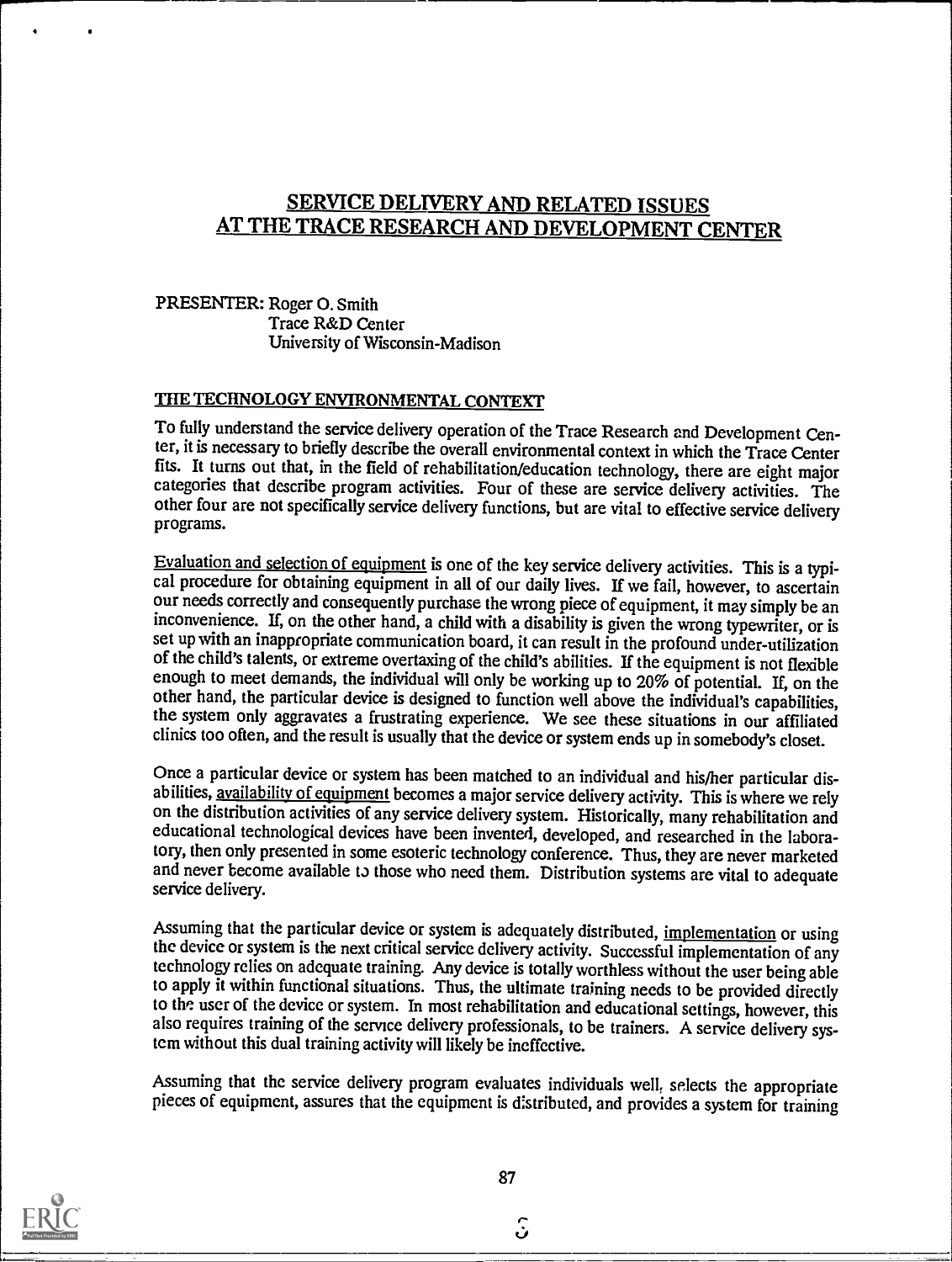# SERVICE DELIVERY AND RELATED ISSUES AT THE TRACE RESEARCH AND DEVELOPMENT CENTER

PRESENTER: Roger O. Smith
Trace R&D Center
University of Wisconsin-Madison

## THE TECHNOLOGY ENVIRONMENTAL CONTEXT

To fully understand the service delivery operation of the Trace Research and Development Center, it is necessary to briefly describe the overall environmental context in which the Trace Center fits. It turns out that, in the field of rehabilitation/education technology, there are eight major categories that describe program activities. Four of these are service delivery activities. The other four are not specifically service delivery functions, but are vital to effective service delivery programs.

Evaluation and selection of equipment is one of the key service delivery activities. This is a typical procedure for obtaining equipment in all of our daily lives. If we fail, however, to ascertain our needs correctly and consequently purchase the wrong piece of equipment, it may simply be an inconvenience. If, on the other hand, a child with a disability is given the wrong typewriter, or is set up with an inappropriate communication board, it can result in the profound under-utilization of the child's talents, or extreme overtaxing of the child's abilities. If the equipment is not flexible enough to meet demands, the individual will only be working up to 20% of potential. If, on the other hand, the particular device is designed to function well above the individual's capabilities, the system only aggravates a frustrating experience. We see these situations in our affiliated clinics too often, and the result is usually that the device or system ends up in somebody's closet.

Once a particular device or system has been matched to an individual and his/her particular disabilities, availability of equipment becomes a major service delivery activity. This is where we rely on the distribution activities of any service delivery system. Historically, many rehabilitation and educational technological devices have been invented, developed, and researched in the laboratory, then only presented in some esoteric technology conference. Thus, they are never marketed and never become available to those who need them. Distribution systems are vital to adequate service delivery.

Assuming that the particular device or system is adequately distributed, implementation or using the device or system is the next critical service delivery activity. Successful implementation of any technology relies on adequate training. Any device is totally worthless without the user being able to apply it within functional situations. Thus, the ultimate training needs to be provided directly to the user of the device or system. In most rehabilitation and educational settings, however, this also requires training of the service delivery professionals, to be trainers. A service delivery system without this dual training activity will likely be ineffective.

Assuming that the service delivery program evaluates individuals well, selects the appropriate pieces of equipment, assures that the equipment is distributed, and provides a system for training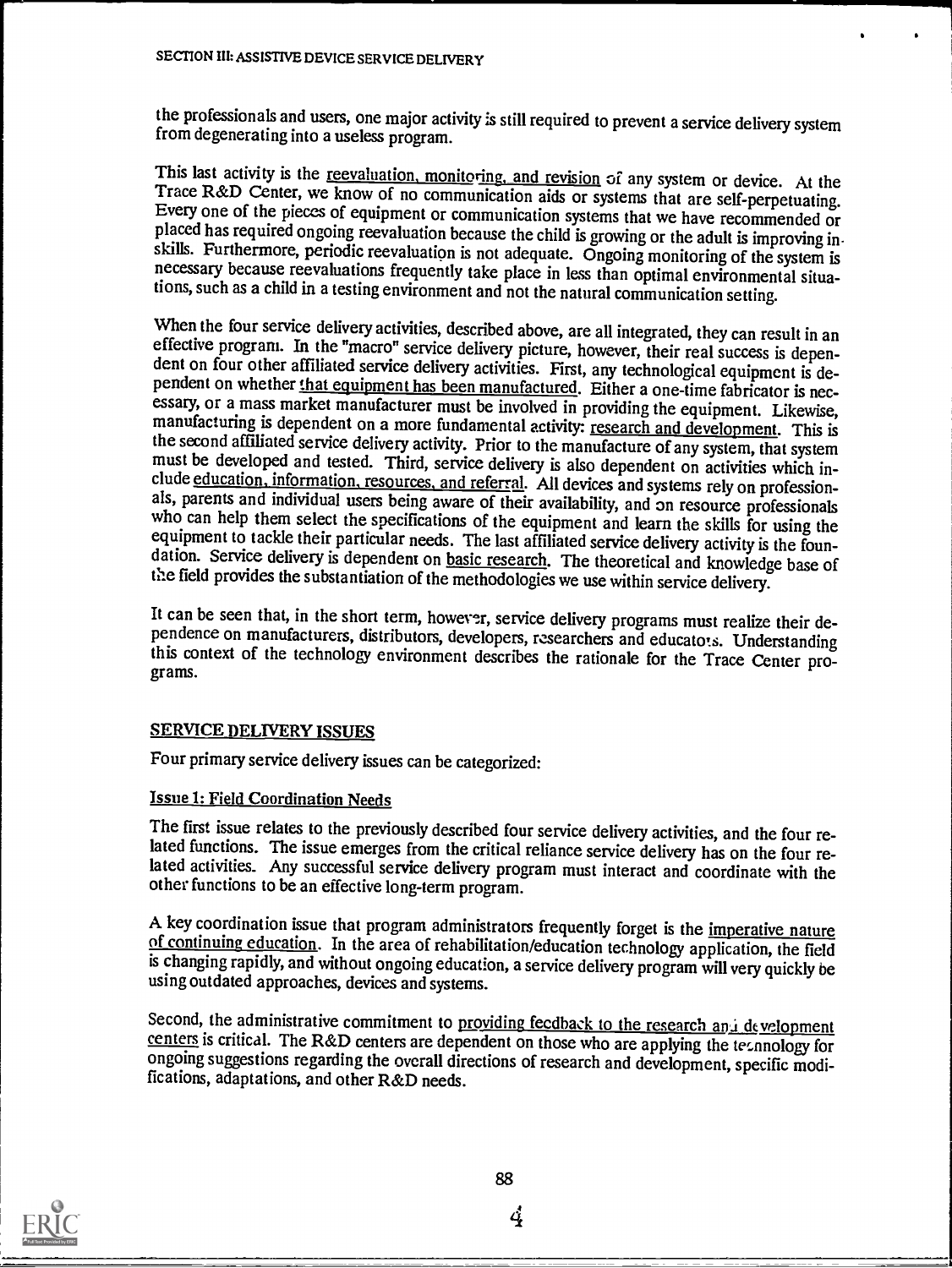the professionals and users, one major activity is still required to prevent a service delivery system from degenerating into a useless program.

This last activity is the reevaluation, monitoring, and revision of any system or device. At the Trace R&D Center, we know of no communication aids or systems that are self-perpetuating. Every one of the pieces of equipment or communication systems that we have recommended or placed has required ongoing reevaluation because the child is growing or the adult is improving in skills. Furthermore, periodic reevaluation is not adequate. Ongoing monitoring of the system is necessary because reevaluations frequently take place in less than optimal environmental situations, such as a child in a testing environment and not the natural communication setting.

When the four service delivery activities, described above, are all integrated, they can result in an effective program. In the "macro" service delivery picture, however, their real success is dependent on four other affiliated service delivery activities. First, any technological equipment is dependent on whether that equipment has been manufactured. Either a one-time fabricator is necessary, or a mass market manufacturer must be involved in providing the equipment. Likewise, manufacturing is dependent on a more fundamental activity: research and development. This is the second affiliated service delivery activity. Prior to the manufacture of any system, that system must be developed and tested. Third, service delivery is also dependent on activities which include education, information, resources, and referral. All devices and systems rely on professionals, parents and individual users being aware of their availability, and on resource professionals who can help them select the specifications of the equipment and learn the skills for using the equipment to tackle their particular needs. The last affiliated service delivery activity is the foundation. Service delivery is dependent on basic research. The theoretical and knowledge base of the field provides the substantiation of the methodologies we use within service delivery.

It can be seen that, in the short term, however, service delivery programs must realize their dependence on manufacturers, distributors, developers, researchers and educators. Understanding this context of the technology environment describes the rationale for the Trace Center programs.

## SERVICE DELIVERY ISSUES

Four primary service delivery issues can be categorized:

### Issue 1: Field Coordination Needs

The first issue relates to the previously described four service delivery activities, and the four related functions. The issue emerges from the critical reliance service delivery has on the four related activities. Any successful service delivery program must interact and coordinate with the other functions to be an effective long-term program.

A key coordination issue that program administrators frequently forget is the imperative nature of continuing education. In the area of rehabilitation/education technology application, the field is changing rapidly, and without ongoing education, a service delivery program will very quickly be using outdated approaches, devices and systems.

Second, the administrative commitment to providing feedback to the research and development centers is critical. The R&D centers are dependent on those who are applying the technology for ongoing suggestions regarding the overall directions of research and development, specific modifications, adaptations, and other R&D needs.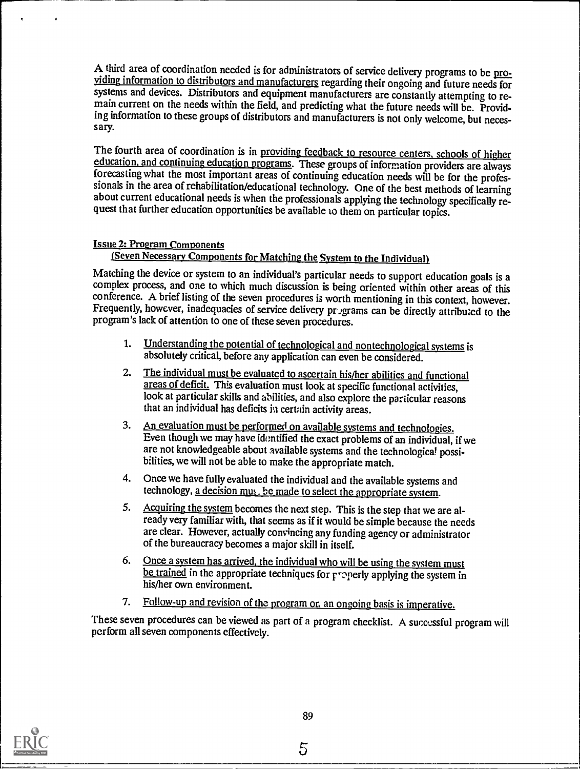A third area of coordination needed is for administrators of service delivery programs to be providing information to distributors and manufacturers regarding their ongoing and future needs for systems and devices. Distributors and equipment manufacturers are constantly attempting to remain current on the needs within the field, and predicting what the future needs will be. Providing information to these groups of distributors and manufacturers is not only welcome, but necessary.

The fourth area of coordination is in providing feedback to resource centers, schools of higher education, and continuing education programs. These groups of information providers are always forecasting what the most important areas of continuing education needs will be for the professionals in the area of rehabilitation/educational technology. One of the best methods of learning about current educational needs is when the professionals applying the technology specifically request that further education opportunities be available to them on particular topics.

## Issue 2: Program Components

### (Seven Necessary Components for Matching the System to the Individual)

Matching the device or system to an individual's particular needs to support education goals is a complex process, and one to which much discussion is being oriented within other areas of this conference. A brief listing of the seven procedures is worth mentioning in this context, however. Frequently, however, inadequacies of service delivery programs can be directly attributed to the program's lack of attention to one of these seven procedures.

1. Understanding the potential of technological and nontechnological systems is absolutely critical, before any application can even be considered.
2. The individual must be evaluated to ascertain his/her abilities and functional areas of deficit. This evaluation must look at specific functional activities, look at particular skills and abilities, and also explore the particular reasons that an individual has deficits in certain activity areas.
3. An evaluation must be performed on available systems and technologies. Even though we may have identified the exact problems of an individual, if we are not knowledgeable about available systems and the technological possibilities, we will not be able to make the appropriate match.
4. Once we have fully evaluated the individual and the available systems and technology, a decision must be made to select the appropriate system.
5. Acquiring the system becomes the next step. This is the step that we are already very familiar with, that seems as if it would be simple because the needs are clear. However, actually convincing any funding agency or administrator of the bureaucracy becomes a major skill in itself.
6. Once a system has arrived, the individual who will be using the system must be trained in the appropriate techniques for properly applying the system in his/her own environment.
7. Follow-up and revision of the program on an ongoing basis is imperative.

These seven procedures can be viewed as part of a program checklist. A successful program will perform all seven components effectively.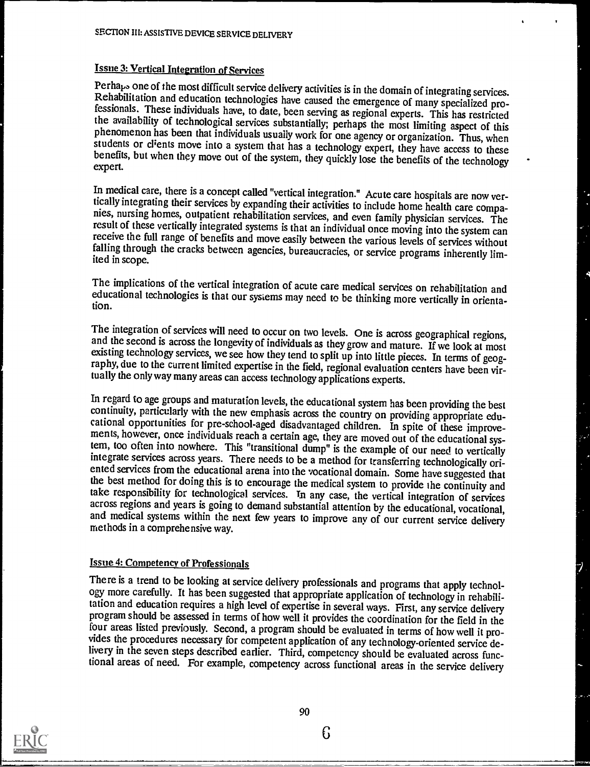## Issue 3: Vertical Integration of Services

Perhaps one of the most difficult service delivery activities is in the domain of integrating services. Rehabilitation and education technologies have caused the emergence of many specialized professionals. These individuals have, to date, been serving as regional experts. This has restricted the availability of technological services substantially; perhaps the most limiting aspect of this phenomenon has been that individuals usually work for one agency or organization. Thus, when students or clients move into a system that has a technology expert, they have access to these benefits, but when they move out of the system, they quickly lose the benefits of the technology expert.

In medical care, there is a concept called "vertical integration." Acute care hospitals are now vertically integrating their services by expanding their activities to include home health care companies, nursing homes, outpatient rehabilitation services, and even family physician services. The result of these vertically integrated systems is that an individual once moving into the system can receive the full range of benefits and move easily between the various levels of services without falling through the cracks between agencies, bureaucracies, or service programs inherently limited in scope.

The implications of the vertical integration of acute care medical services on rehabilitation and educational technologies is that our systems may need to be thinking more vertically in orientation.

The integration of services will need to occur on two levels. One is across geographical regions, and the second is across the longevity of individuals as they grow and mature. If we look at most existing technology services, we see how they tend to split up into little pieces. In terms of geography, due to the current limited expertise in the field, regional evaluation centers have been virtually the only way many areas can access technology applications experts.

In regard to age groups and maturation levels, the educational system has been providing the best continuity, particularly with the new emphasis across the country on providing appropriate educational opportunities for pre-school-aged disadvantaged children. In spite of these improvements, however, once individuals reach a certain age, they are moved out of the educational system, too often into nowhere. This "transitional dump" is the example of our need to vertically integrate services across years. There needs to be a method for transferring technologically oriented services from the educational arena into the vocational domain. Some have suggested that the best method for doing this is to encourage the medical system to provide the continuity and take responsibility for technological services. In any case, the vertical integration of services across regions and years is going to demand substantial attention by the educational, vocational, and medical systems within the next few years to improve any of our current service delivery methods in a comprehensive way.

## Issue 4: Competency of Professionals

There is a trend to be looking at service delivery professionals and programs that apply technology more carefully. It has been suggested that appropriate application of technology in rehabilitation and education requires a high level of expertise in several ways. First, any service delivery program should be assessed in terms of how well it provides the coordination for the field in the four areas listed previously. Second, a program should be evaluated in terms of how well it provides the procedures necessary for competent application of any technology-oriented service delivery in the seven steps described earlier. Third, competency should be evaluated across functional areas of need. For example, competency across functional areas in the service delivery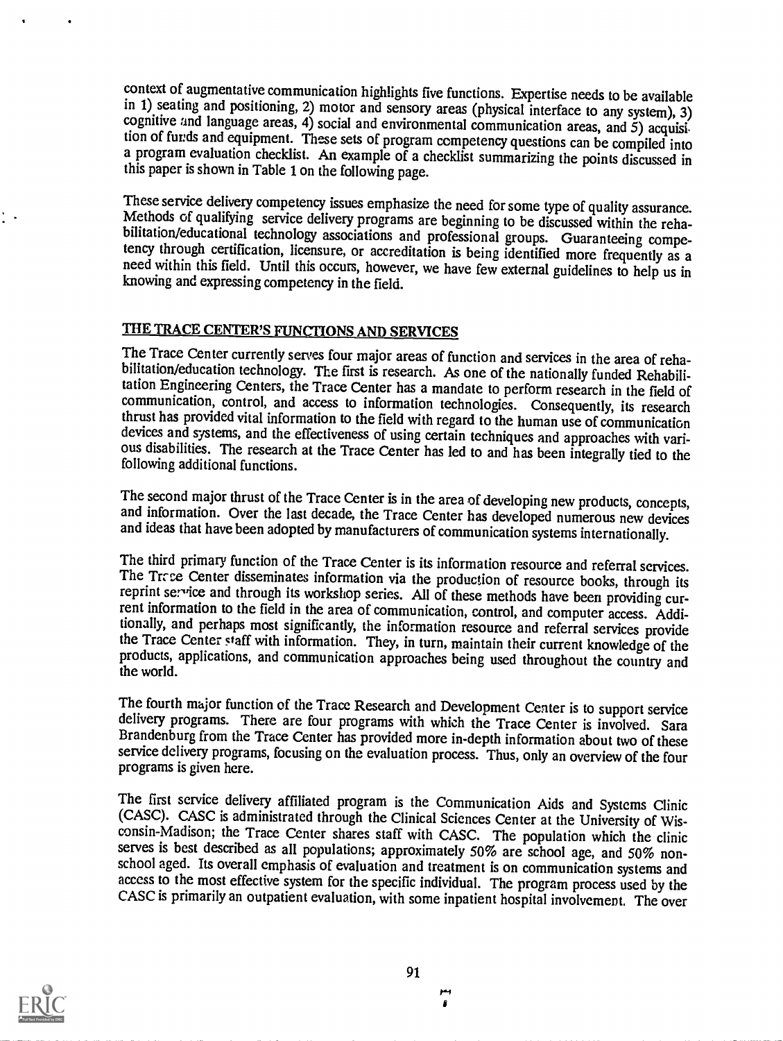context of augmentative communication highlights five functions. Expertise needs to be available in 1) seating and positioning, 2) motor and sensory areas (physical interface to any system), 3) cognitive and language areas, 4) social and environmental communication areas, and 5) acquisition of funds and equipment. These sets of program competency questions can be compiled into a program evaluation checklist. An example of a checklist summarizing the points discussed in this paper is shown in Table 1 on the following page.

These service delivery competency issues emphasize the need for some type of quality assurance. Methods of qualifying service delivery programs are beginning to be discussed within the rehabilitation/educational technology associations and professional groups. Guaranteeing competency through certification, licensure, or accreditation is being identified more frequently as a need within this field. Until this occurs, however, we have few external guidelines to help us in knowing and expressing competency in the field.

## THE TRACE CENTER'S FUNCTIONS AND SERVICES

The Trace Center currently serves four major areas of function and services in the area of rehabilitation/education technology. The first is research. As one of the nationally funded Rehabilitation Engineering Centers, the Trace Center has a mandate to perform research in the field of communication, control, and access to information technologies. Consequently, its research thrust has provided vital information to the field with regard to the human use of communication devices and systems, and the effectiveness of using certain techniques and approaches with various disabilities. The research at the Trace Center has led to and has been integrally tied to the following additional functions.

The second major thrust of the Trace Center is in the area of developing new products, concepts, and information. Over the last decade, the Trace Center has developed numerous new devices and ideas that have been adopted by manufacturers of communication systems internationally.

The third primary function of the Trace Center is its information resource and referral services. The Trace Center disseminates information via the production of resource books, through its reprint service and through its workshop series. All of these methods have been providing current information to the field in the area of communication, control, and computer access. Additionally, and perhaps most significantly, the information resource and referral services provide the Trace Center staff with information. They, in turn, maintain their current knowledge of the products, applications, and communication approaches being used throughout the country and the world.

The fourth major function of the Trace Research and Development Center is to support service delivery programs. There are four programs with which the Trace Center is involved. Sara Brandenburg from the Trace Center has provided more in-depth information about two of these service delivery programs, focusing on the evaluation process. Thus, only an overview of the four programs is given here.

The first service delivery affiliated program is the Communication Aids and Systems Clinic (CASC). CASC is administrated through the Clinical Sciences Center at the University of Wisconsin-Madison; the Trace Center shares staff with CASC. The population which the clinic serves is best described as all populations; approximately 50% are school age, and 50% non-school aged. Its overall emphasis of evaluation and treatment is on communication systems and access to the most effective system for the specific individual. The program process used by the CASC is primarily an outpatient evaluation, with some inpatient hospital involvement. The over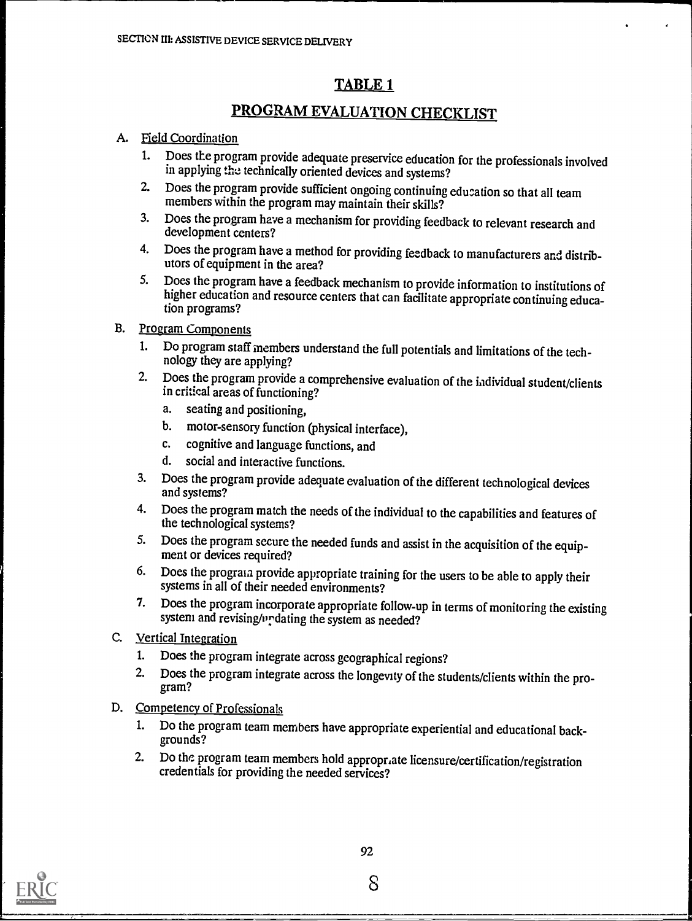## TABLE 1

## PROGRAM EVALUATION CHECKLIST

A. Field Coordination

1. Does the program provide adequate preservice education for the professionals involved in applying the technically oriented devices and systems?
2. Does the program provide sufficient ongoing continuing education so that all team members within the program may maintain their skills?
3. Does the program have a mechanism for providing feedback to relevant research and development centers?
4. Does the program have a method for providing feedback to manufacturers and distributors of equipment in the area?
5. Does the program have a feedback mechanism to provide information to institutions of higher education and resource centers that can facilitate appropriate continuing education programs?

B. Program Components

1. Do program staff members understand the full potentials and limitations of the technology they are applying?
2. Does the program provide a comprehensive evaluation of the individual student/clients in critical areas of functioning?
   a. seating and positioning,
   b. motor-sensory function (physical interface),
   c. cognitive and language functions, and
   d. social and interactive functions.
3. Does the program provide adequate evaluation of the different technological devices and systems?
4. Does the program match the needs of the individual to the capabilities and features of the technological systems?
5. Does the program secure the needed funds and assist in the acquisition of the equipment or devices required?
6. Does the program provide appropriate training for the users to be able to apply their systems in all of their needed environments?
7. Does the program incorporate appropriate follow-up in terms of monitoring the existing system and revising/updating the system as needed?

C. Vertical Integration

1. Does the program integrate across geographical regions?
2. Does the program integrate across the longevity of the students/clients within the program?

D. Competency of Professionals

1. Do the program team members have appropriate experiential and educational backgrounds?
2. Do the program team members hold appropriate licensure/certification/registration credentials for providing the needed services?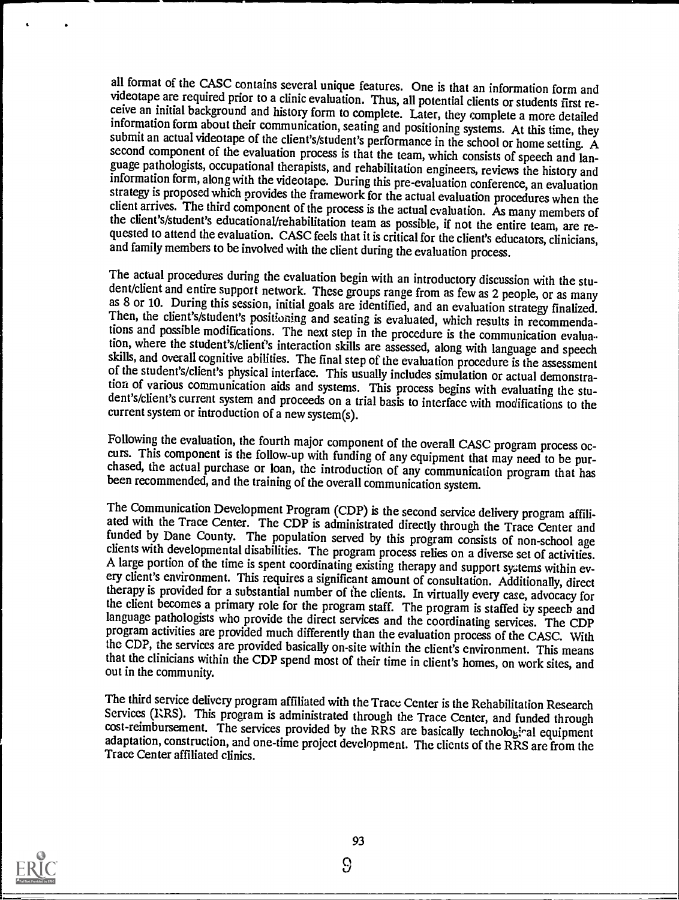all format of the CASC contains several unique features. One is that an information form and videotape are required prior to a clinic evaluation. Thus, all potential clients or students first receive an initial background and history form to complete. Later, they complete a more detailed information form about their communication, seating and positioning systems. At this time, they submit an actual videotape of the client's/student's performance in the school or home setting. A second component of the evaluation process is that the team, which consists of speech and language pathologists, occupational therapists, and rehabilitation engineers, reviews the history and information form, along with the videotape. During this pre-evaluation conference, an evaluation strategy is proposed which provides the framework for the actual evaluation procedures when the client arrives. The third component of the process is the actual evaluation. As many members of the client's/student's educational/rehabilitation team as possible, if not the entire team, are requested to attend the evaluation. CASC feels that it is critical for the client's educators, clinicians, and family members to be involved with the client during the evaluation process.

The actual procedures during the evaluation begin with an introductory discussion with the student/client and entire support network. These groups range from as few as 2 people, or as many as 8 or 10. During this session, initial goals are identified, and an evaluation strategy finalized. Then, the client's/student's positioning and seating is evaluated, which results in recommendations and possible modifications. The next step in the procedure is the communication evaluation, where the student's/client's interaction skills are assessed, along with language and speech skills, and overall cognitive abilities. The final step of the evaluation procedure is the assessment of the student's/client's physical interface. This usually includes simulation or actual demonstration of various communication aids and systems. This process begins with evaluating the student's/client's current system and proceeds on a trial basis to interface with modifications to the current system or introduction of a new system(s).

Following the evaluation, the fourth major component of the overall CASC program process occurs. This component is the follow-up with funding of any equipment that may need to be purchased, the actual purchase or loan, the introduction of any communication program that has been recommended, and the training of the overall communication system.

The Communication Development Program (CDP) is the second service delivery program affiliated with the Trace Center. The CDP is administrated directly through the Trace Center and funded by Dane County. The population served by this program consists of non-school age clients with developmental disabilities. The program process relies on a diverse set of activities. A large portion of the time is spent coordinating existing therapy and support systems within every client's environment. This requires a significant amount of consultation. Additionally, direct therapy is provided for a substantial number of the clients. In virtually every case, advocacy for the client becomes a primary role for the program staff. The program is staffed by speech and language pathologists who provide the direct services and the coordinating services. The CDP program activities are provided much differently than the evaluation process of the CASC. With the CDP, the services are provided basically on-site within the client's environment. This means that the clinicians within the CDP spend most of their time in client's homes, on work sites, and out in the community.

The third service delivery program affiliated with the Trace Center is the Rehabilitation Research Services (RRS). This program is administrated through the Trace Center, and funded through cost-reimbursement. The services provided by the RRS are basically technological equipment adaptation, construction, and one-time project development. The clients of the RRS are from the Trace Center affiliated clinics.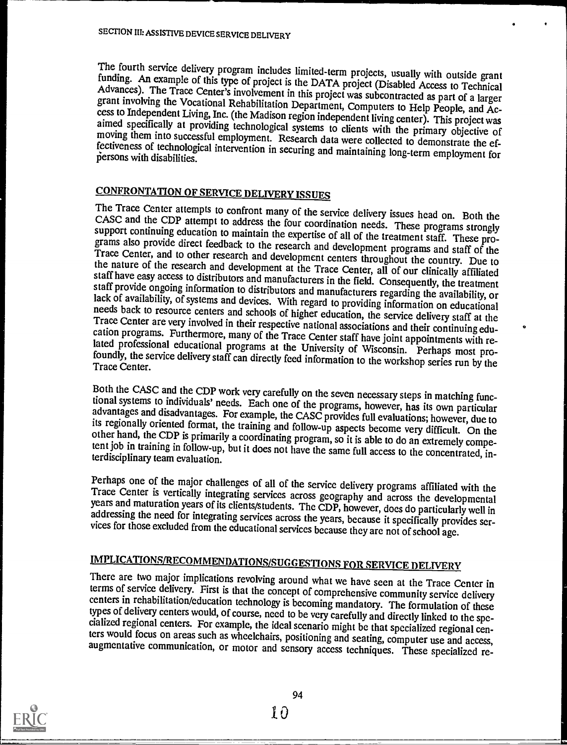The fourth service delivery program includes limited-term projects, usually with outside grant funding. An example of this type of project is the DATA project (Disabled Access to Technical Advances). The Trace Center's involvement in this project was subcontracted as part of a larger grant involving the Vocational Rehabilitation Department, Computers to Help People, and Access to Independent Living, Inc. (the Madison region independent living center). This project was aimed specifically at providing technological systems to clients with the primary objective of moving them into successful employment. Research data were collected to demonstrate the effectiveness of technological intervention in securing and maintaining long-term employment for persons with disabilities.

## CONFRONTATION OF SERVICE DELIVERY ISSUES

The Trace Center attempts to confront many of the service delivery issues head on. Both the CASC and the CDP attempt to address the four coordination needs. These programs strongly support continuing education to maintain the expertise of all of the treatment staff. These programs also provide direct feedback to the research and development programs and staff of the Trace Center, and to other research and development centers throughout the country. Due to the nature of the research and development at the Trace Center, all of our clinically affiliated staff have easy access to distributors and manufacturers in the field. Consequently, the treatment staff provide ongoing information to distributors and manufacturers regarding the availability, or lack of availability, of systems and devices. With regard to providing information on educational needs back to resource centers and schools of higher education, the service delivery staff at the Trace Center are very involved in their respective national associations and their continuing education programs. Furthermore, many of the Trace Center staff have joint appointments with related professional educational programs at the University of Wisconsin. Perhaps most profoundly, the service delivery staff can directly feed information to the workshop series run by the Trace Center.

Both the CASC and the CDP work very carefully on the seven necessary steps in matching functional systems to individuals' needs. Each one of the programs, however, has its own particular advantages and disadvantages. For example, the CASC provides full evaluations; however, due to its regionally oriented format, the training and follow-up aspects become very difficult. On the other hand, the CDP is primarily a coordinating program, so it is able to do an extremely competent job in training in follow-up, but it does not have the same full access to the concentrated, interdisciplinary team evaluation.

Perhaps one of the major challenges of all of the service delivery programs affiliated with the Trace Center is vertically integrating services across geography and across the developmental years and maturation years of its clients/students. The CDP, however, does do particularly well in addressing the need for integrating services across the years, because it specifically provides services for those excluded from the educational services because they are not of school age.

## IMPLICATIONS/RECOMMENDATIONS/SUGGESTIONS FOR SERVICE DELIVERY

There are two major implications revolving around what we have seen at the Trace Center in terms of service delivery. First is that the concept of comprehensive community service delivery centers in rehabilitation/education technology is becoming mandatory. The formulation of these types of delivery centers would, of course, need to be very carefully and directly linked to the specialized regional centers. For example, the ideal scenario might be that specialized regional centers would focus on areas such as wheelchairs, positioning and seating, computer use and access, augmentative communication, or motor and sensory access techniques. These specialized re-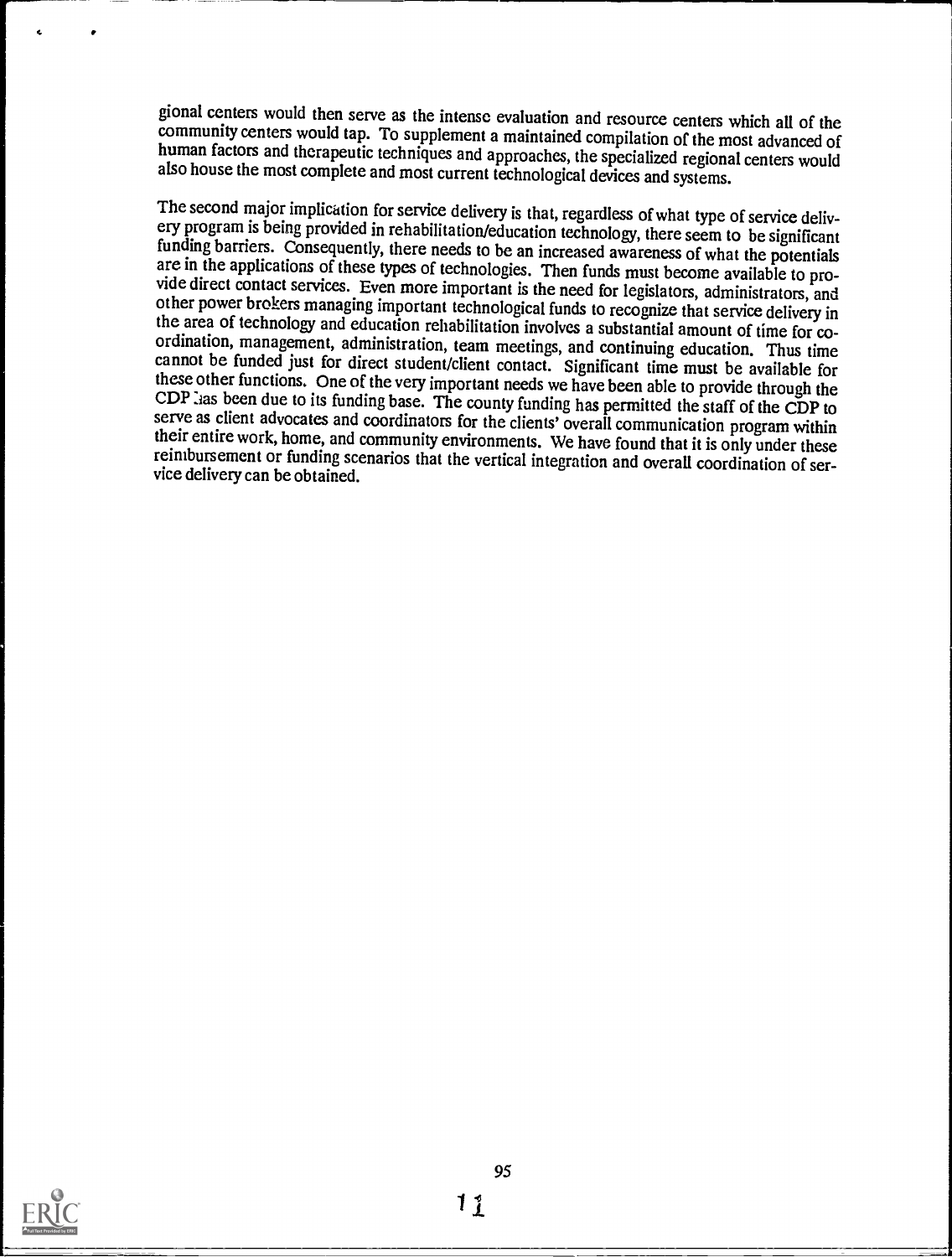gional centers would then serve as the intense evaluation and resource centers which all of the community centers would tap. To supplement a maintained compilation of the most advanced of human factors and therapeutic techniques and approaches, the specialized regional centers would also house the most complete and most current technological devices and systems.

The second major implication for service delivery is that, regardless of what type of service delivery program is being provided in rehabilitation/education technology, there seem to be significant funding barriers. Consequently, there needs to be an increased awareness of what the potentials are in the applications of these types of technologies. Then funds must become available to provide direct contact services. Even more important is the need for legislators, administrators, and other power brokers managing important technological funds to recognize that service delivery in the area of technology and education rehabilitation involves a substantial amount of time for coordination, management, administration, team meetings, and continuing education. Thus time cannot be funded just for direct student/client contact. Significant time must be available for these other functions. One of the very important needs we have been able to provide through the CDP has been due to its funding base. The county funding has permitted the staff of the CDP to serve as client advocates and coordinators for the clients' overall communication program within their entire work, home, and community environments. We have found that it is only under these reimbursement or funding scenarios that the vertical integration and overall coordination of service delivery can be obtained.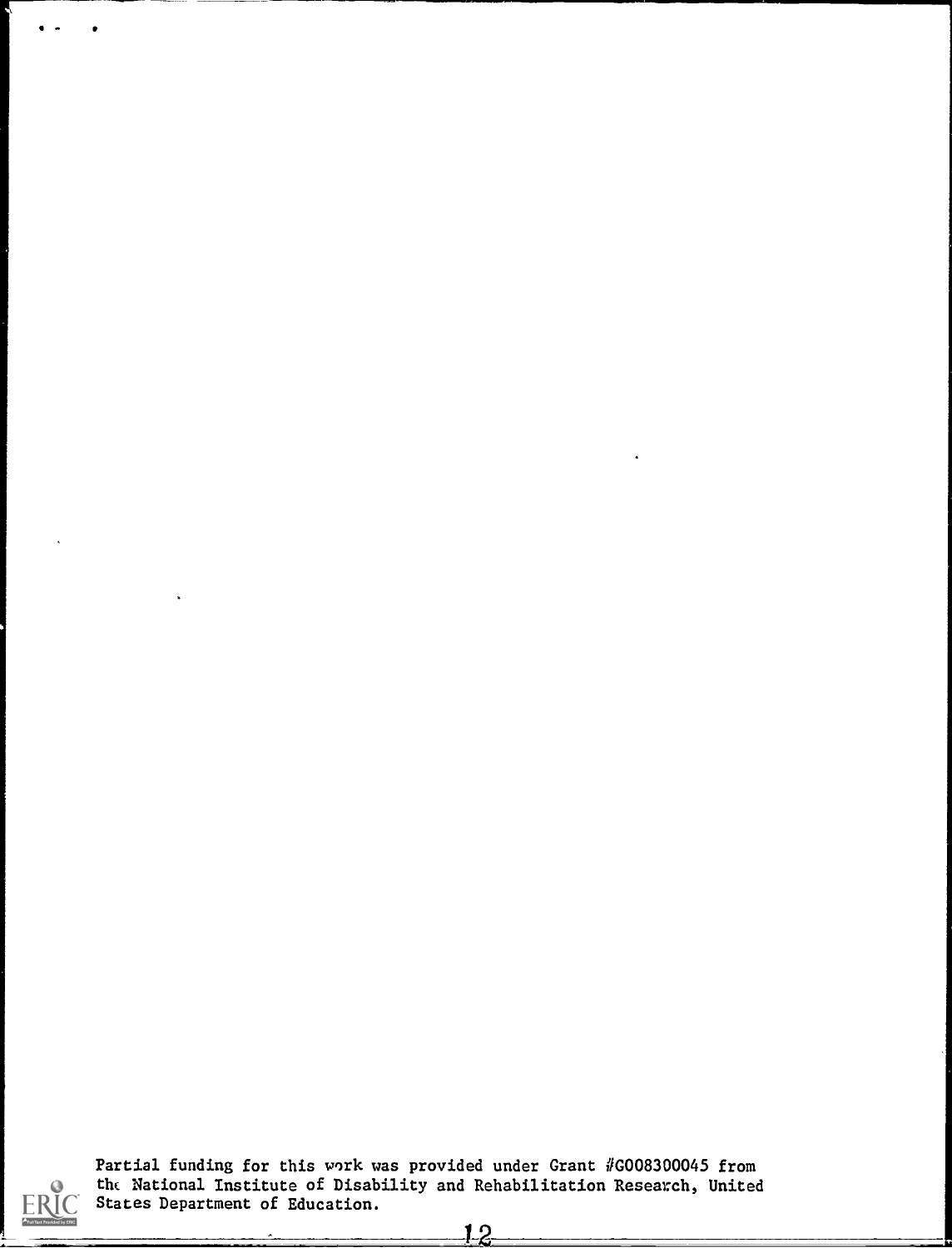Partial funding for this work was provided under Grant #G008300045 from the National Institute of Disability and Rehabilitation Research, United States Department of Education.